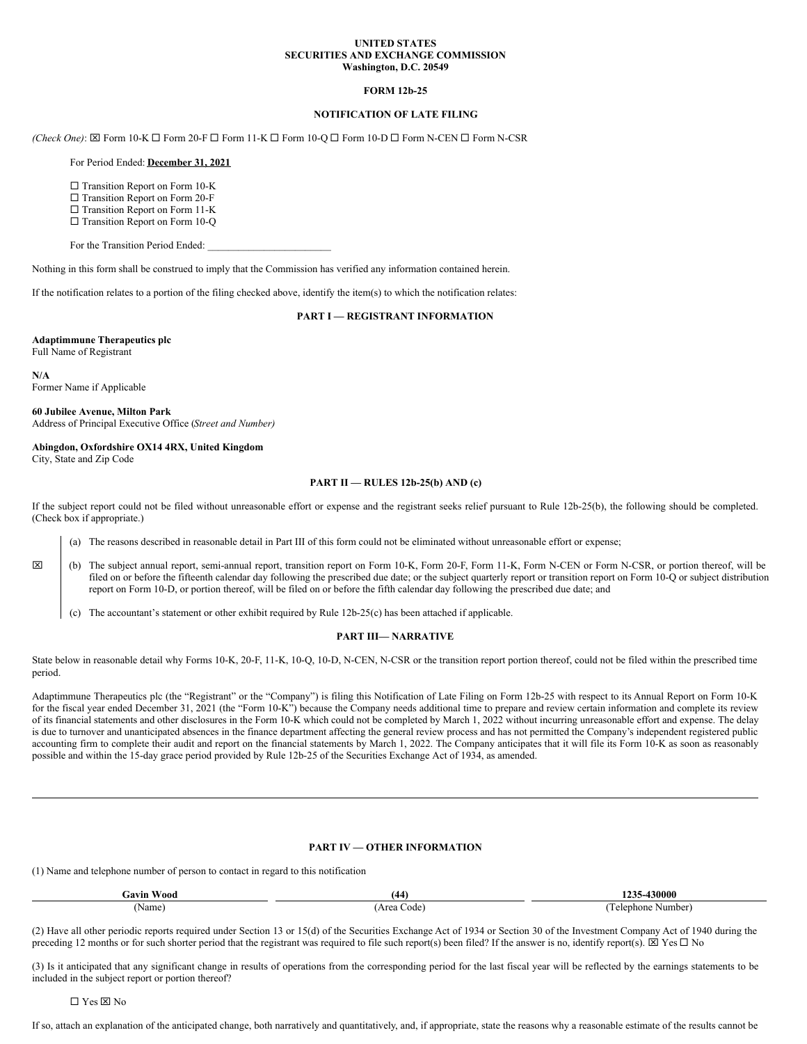**UNITED STATES**
**SECURITIES AND EXCHANGE COMMISSION**
**Washington, D.C. 20549**

**FORM 12b-25**

**NOTIFICATION OF LATE FILING**

*(Check One)*: ☒ Form 10-K ☐ Form 20-F ☐ Form 11-K ☐ Form 10-Q ☐ Form 10-D ☐ Form N-CEN ☐ Form N-CSR

For Period Ended: **December 31, 2021**

☐ Transition Report on Form 10-K
☐ Transition Report on Form 20-F
☐ Transition Report on Form 11-K
☐ Transition Report on Form 10-Q

For the Transition Period Ended: ________________________

Nothing in this form shall be construed to imply that the Commission has verified any information contained herein.

If the notification relates to a portion of the filing checked above, identify the item(s) to which the notification relates:

**PART I — REGISTRANT INFORMATION**

**Adaptimmune Therapeutics plc**
Full Name of Registrant

**N/A**
Former Name if Applicable

**60 Jubilee Avenue, Milton Park**
Address of Principal Executive Office (*Street and Number)*

**Abingdon, Oxfordshire OX14 4RX, United Kingdom**
City, State and Zip Code

**PART II — RULES 12b-25(b) AND (c)**

If the subject report could not be filed without unreasonable effort or expense and the registrant seeks relief pursuant to Rule 12b-25(b), the following should be completed. (Check box if appropriate.)

☒

(a) The reasons described in reasonable detail in Part III of this form could not be eliminated without unreasonable effort or expense;

(b) The subject annual report, semi-annual report, transition report on Form 10-K, Form 20-F, Form 11-K, Form N-CEN or Form N-CSR, or portion thereof, will be filed on or before the fifteenth calendar day following the prescribed due date; or the subject quarterly report or transition report on Form 10-Q or subject distribution report on Form 10-D, or portion thereof, will be filed on or before the fifth calendar day following the prescribed due date; and

(c) The accountant's statement or other exhibit required by Rule 12b-25(c) has been attached if applicable.

**PART III— NARRATIVE**

State below in reasonable detail why Forms 10-K, 20-F, 11-K, 10-Q, 10-D, N-CEN, N-CSR or the transition report portion thereof, could not be filed within the prescribed time period.

Adaptimmune Therapeutics plc (the "Registrant" or the "Company") is filing this Notification of Late Filing on Form 12b-25 with respect to its Annual Report on Form 10-K for the fiscal year ended December 31, 2021 (the "Form 10-K") because the Company needs additional time to prepare and review certain information and complete its review of its financial statements and other disclosures in the Form 10-K which could not be completed by March 1, 2022 without incurring unreasonable effort and expense. The delay is due to turnover and unanticipated absences in the finance department affecting the general review process and has not permitted the Company's independent registered public accounting firm to complete their audit and report on the financial statements by March 1, 2022. The Company anticipates that it will file its Form 10-K as soon as reasonably possible and within the 15-day grace period provided by Rule 12b-25 of the Securities Exchange Act of 1934, as amended.

---

**PART IV — OTHER INFORMATION**

(1) Name and telephone number of person to contact in regard to this notification

| **Gavin Wood** | **(44)** | **1235-430000** |
|---|---|---|
| (Name) | (Area Code) | (Telephone Number) |

(2) Have all other periodic reports required under Section 13 or 15(d) of the Securities Exchange Act of 1934 or Section 30 of the Investment Company Act of 1940 during the preceding 12 months or for such shorter period that the registrant was required to file such report(s) been filed? If the answer is no, identify report(s). ☒ Yes ☐ No

(3) Is it anticipated that any significant change in results of operations from the corresponding period for the last fiscal year will be reflected by the earnings statements to be included in the subject report or portion thereof?

☐ Yes ☒ No

If so, attach an explanation of the anticipated change, both narratively and quantitatively, and, if appropriate, state the reasons why a reasonable estimate of the results cannot be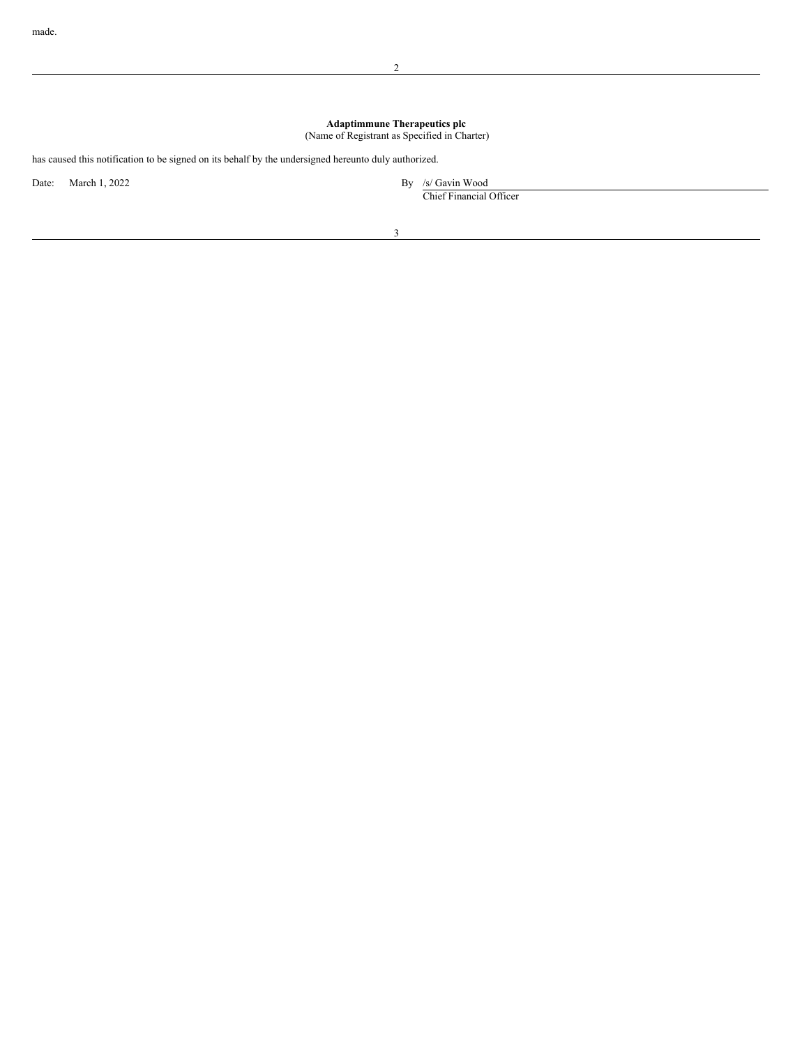made.

**Adaptimmune Therapeutics plc**
(Name of Registrant as Specified in Charter)

has caused this notification to be signed on its behalf by the undersigned hereunto duly authorized.

| | | | |
|---|---|---|---|
| Date: | March 1, 2022 | By | /s/ Gavin Wood |
| | | | Chief Financial Officer |